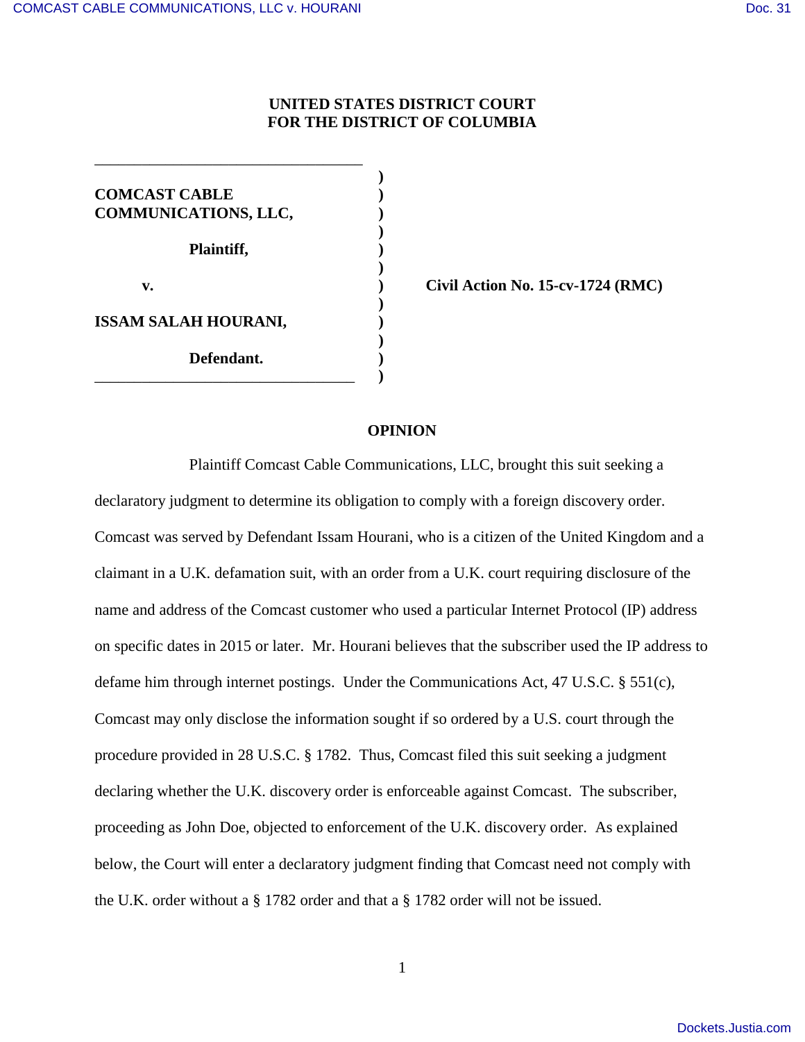**UNITED STATES DISTRICT COURT**
**FOR THE DISTRICT OF COLUMBIA**

| | |
|---|---|
| **COMCAST CABLE COMMUNICATIONS, LLC,** | |
| **Plaintiff,** | |
| **v.** | **Civil Action No. 15-cv-1724 (RMC)** |
| **ISSAM SALAH HOURANI,** | |
| **Defendant.** | |

## OPINION

Plaintiff Comcast Cable Communications, LLC, brought this suit seeking a declaratory judgment to determine its obligation to comply with a foreign discovery order. Comcast was served by Defendant Issam Hourani, who is a citizen of the United Kingdom and a claimant in a U.K. defamation suit, with an order from a U.K. court requiring disclosure of the name and address of the Comcast customer who used a particular Internet Protocol (IP) address on specific dates in 2015 or later. Mr. Hourani believes that the subscriber used the IP address to defame him through internet postings. Under the Communications Act, 47 U.S.C. § 551(c), Comcast may only disclose the information sought if so ordered by a U.S. court through the procedure provided in 28 U.S.C. § 1782. Thus, Comcast filed this suit seeking a judgment declaring whether the U.K. discovery order is enforceable against Comcast. The subscriber, proceeding as John Doe, objected to enforcement of the U.K. discovery order. As explained below, the Court will enter a declaratory judgment finding that Comcast need not comply with the U.K. order without a § 1782 order and that a § 1782 order will not be issued.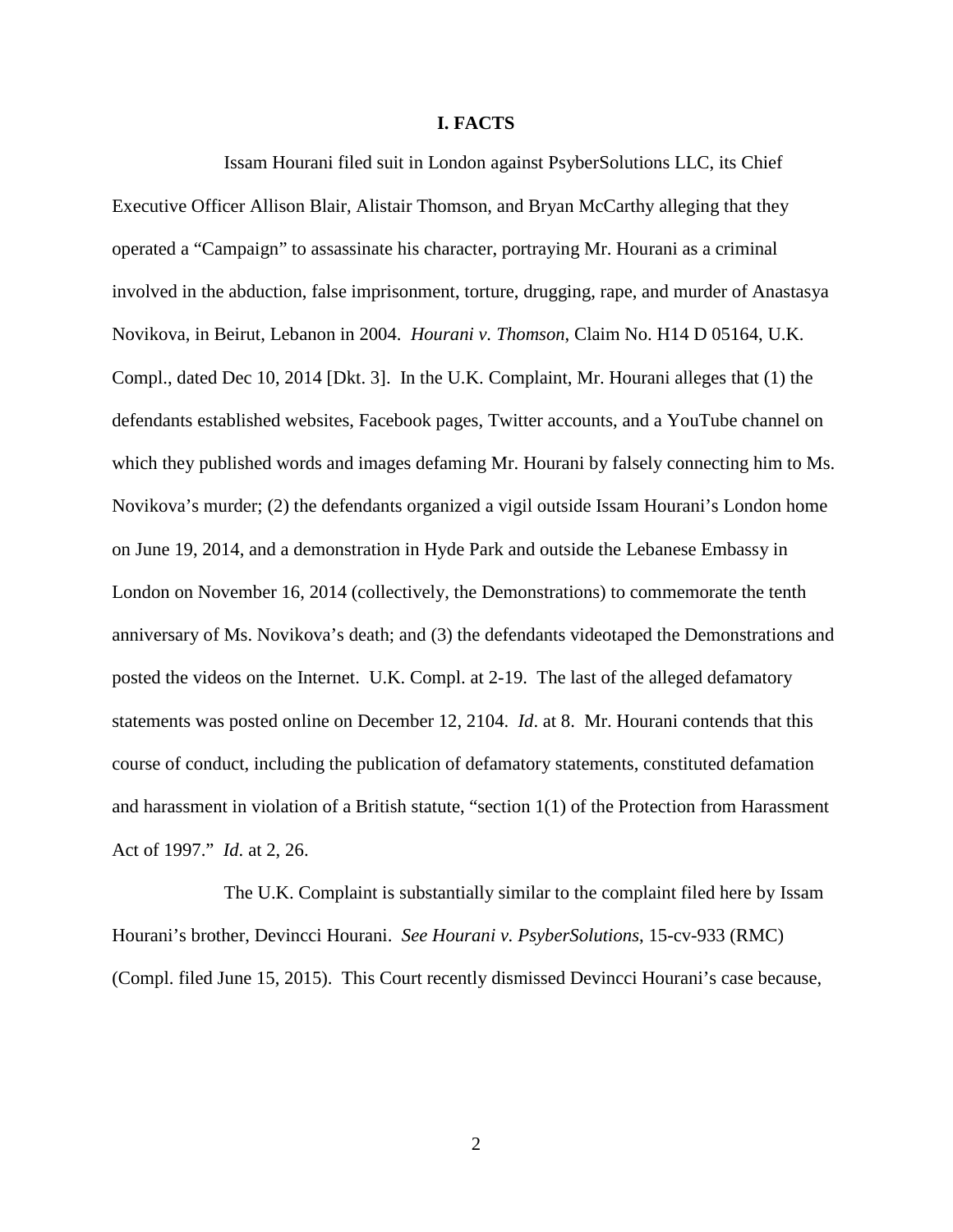## I. FACTS

Issam Hourani filed suit in London against PsyberSolutions LLC, its Chief Executive Officer Allison Blair, Alistair Thomson, and Bryan McCarthy alleging that they operated a "Campaign" to assassinate his character, portraying Mr. Hourani as a criminal involved in the abduction, false imprisonment, torture, drugging, rape, and murder of Anastasya Novikova, in Beirut, Lebanon in 2004. *Hourani v. Thomson*, Claim No. H14 D 05164, U.K. Compl., dated Dec 10, 2014 [Dkt. 3]. In the U.K. Complaint, Mr. Hourani alleges that (1) the defendants established websites, Facebook pages, Twitter accounts, and a YouTube channel on which they published words and images defaming Mr. Hourani by falsely connecting him to Ms. Novikova's murder; (2) the defendants organized a vigil outside Issam Hourani's London home on June 19, 2014, and a demonstration in Hyde Park and outside the Lebanese Embassy in London on November 16, 2014 (collectively, the Demonstrations) to commemorate the tenth anniversary of Ms. Novikova's death; and (3) the defendants videotaped the Demonstrations and posted the videos on the Internet. U.K. Compl. at 2-19. The last of the alleged defamatory statements was posted online on December 12, 2104. *Id*. at 8. Mr. Hourani contends that this course of conduct, including the publication of defamatory statements, constituted defamation and harassment in violation of a British statute, "section 1(1) of the Protection from Harassment Act of 1997." *Id*. at 2, 26.

The U.K. Complaint is substantially similar to the complaint filed here by Issam Hourani's brother, Devincci Hourani. *See Hourani v. PsyberSolutions*, 15-cv-933 (RMC) (Compl. filed June 15, 2015). This Court recently dismissed Devincci Hourani's case because,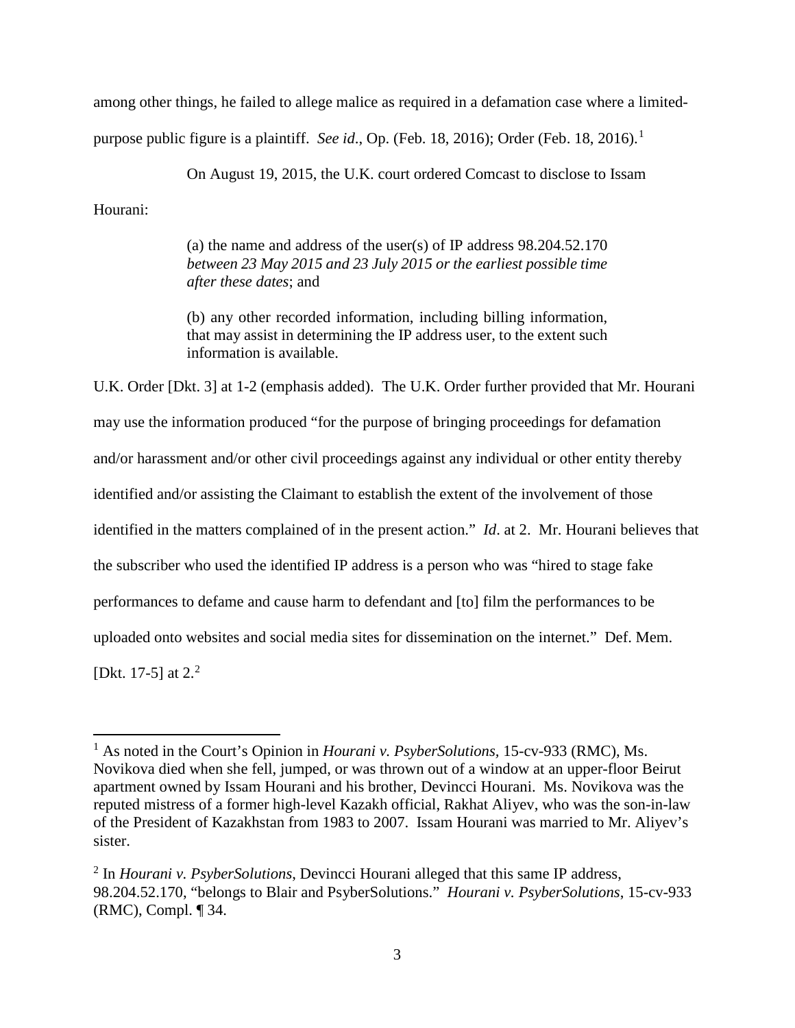among other things, he failed to allege malice as required in a defamation case where a limited-purpose public figure is a plaintiff. *See id*., Op. (Feb. 18, 2016); Order (Feb. 18, 2016).[1]

On August 19, 2015, the U.K. court ordered Comcast to disclose to Issam Hourani:

> (a) the name and address of the user(s) of IP address 98.204.52.170 *between 23 May 2015 and 23 July 2015 or the earliest possible time after these dates*; and
>
> (b) any other recorded information, including billing information, that may assist in determining the IP address user, to the extent such information is available.

U.K. Order [Dkt. 3] at 1-2 (emphasis added). The U.K. Order further provided that Mr. Hourani may use the information produced "for the purpose of bringing proceedings for defamation and/or harassment and/or other civil proceedings against any individual or other entity thereby identified and/or assisting the Claimant to establish the extent of the involvement of those identified in the matters complained of in the present action." *Id*. at 2. Mr. Hourani believes that the subscriber who used the identified IP address is a person who was "hired to stage fake performances to defame and cause harm to defendant and [to] film the performances to be uploaded onto websites and social media sites for dissemination on the internet." Def. Mem. [Dkt. 17-5] at 2.[2]

---

[1] As noted in the Court's Opinion in *Hourani v. PsyberSolutions*, 15-cv-933 (RMC), Ms. Novikova died when she fell, jumped, or was thrown out of a window at an upper-floor Beirut apartment owned by Issam Hourani and his brother, Devincci Hourani. Ms. Novikova was the reputed mistress of a former high-level Kazakh official, Rakhat Aliyev, who was the son-in-law of the President of Kazakhstan from 1983 to 2007. Issam Hourani was married to Mr. Aliyev's sister.

[2] In *Hourani v. PsyberSolutions*, Devincci Hourani alleged that this same IP address, 98.204.52.170, "belongs to Blair and PsyberSolutions." *Hourani v. PsyberSolutions*, 15-cv-933 (RMC), Compl. ¶ 34.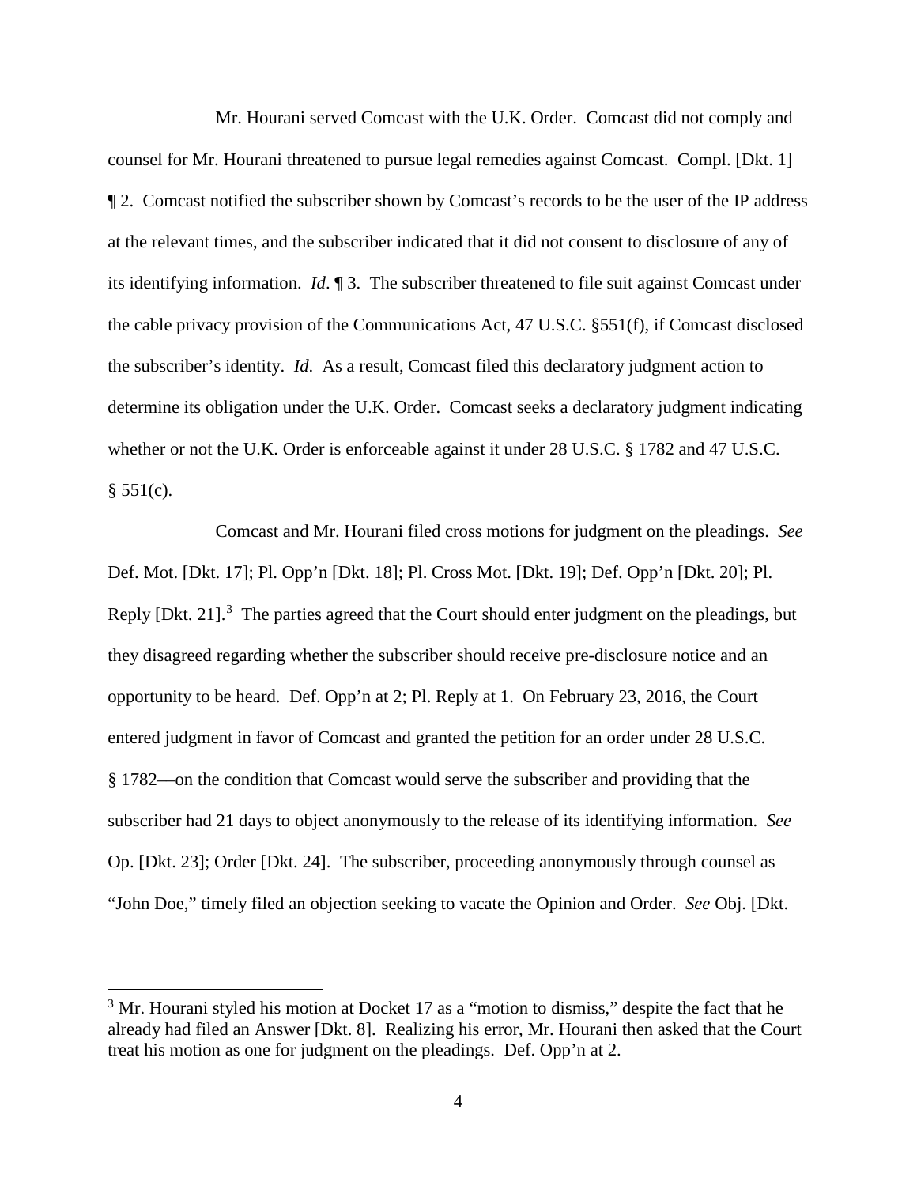Mr. Hourani served Comcast with the U.K. Order. Comcast did not comply and counsel for Mr. Hourani threatened to pursue legal remedies against Comcast. Compl. [Dkt. 1] ¶ 2. Comcast notified the subscriber shown by Comcast's records to be the user of the IP address at the relevant times, and the subscriber indicated that it did not consent to disclosure of any of its identifying information. *Id*. ¶ 3. The subscriber threatened to file suit against Comcast under the cable privacy provision of the Communications Act, 47 U.S.C. §551(f), if Comcast disclosed the subscriber's identity. *Id*. As a result, Comcast filed this declaratory judgment action to determine its obligation under the U.K. Order. Comcast seeks a declaratory judgment indicating whether or not the U.K. Order is enforceable against it under 28 U.S.C. § 1782 and 47 U.S.C. § 551(c).

Comcast and Mr. Hourani filed cross motions for judgment on the pleadings. *See* Def. Mot. [Dkt. 17]; Pl. Opp'n [Dkt. 18]; Pl. Cross Mot. [Dkt. 19]; Def. Opp'n [Dkt. 20]; Pl. Reply [Dkt. 21].[3] The parties agreed that the Court should enter judgment on the pleadings, but they disagreed regarding whether the subscriber should receive pre-disclosure notice and an opportunity to be heard. Def. Opp'n at 2; Pl. Reply at 1. On February 23, 2016, the Court entered judgment in favor of Comcast and granted the petition for an order under 28 U.S.C. § 1782—on the condition that Comcast would serve the subscriber and providing that the subscriber had 21 days to object anonymously to the release of its identifying information. *See* Op. [Dkt. 23]; Order [Dkt. 24]. The subscriber, proceeding anonymously through counsel as "John Doe," timely filed an objection seeking to vacate the Opinion and Order. *See* Obj. [Dkt.

[3] Mr. Hourani styled his motion at Docket 17 as a "motion to dismiss," despite the fact that he already had filed an Answer [Dkt. 8]. Realizing his error, Mr. Hourani then asked that the Court treat his motion as one for judgment on the pleadings. Def. Opp'n at 2.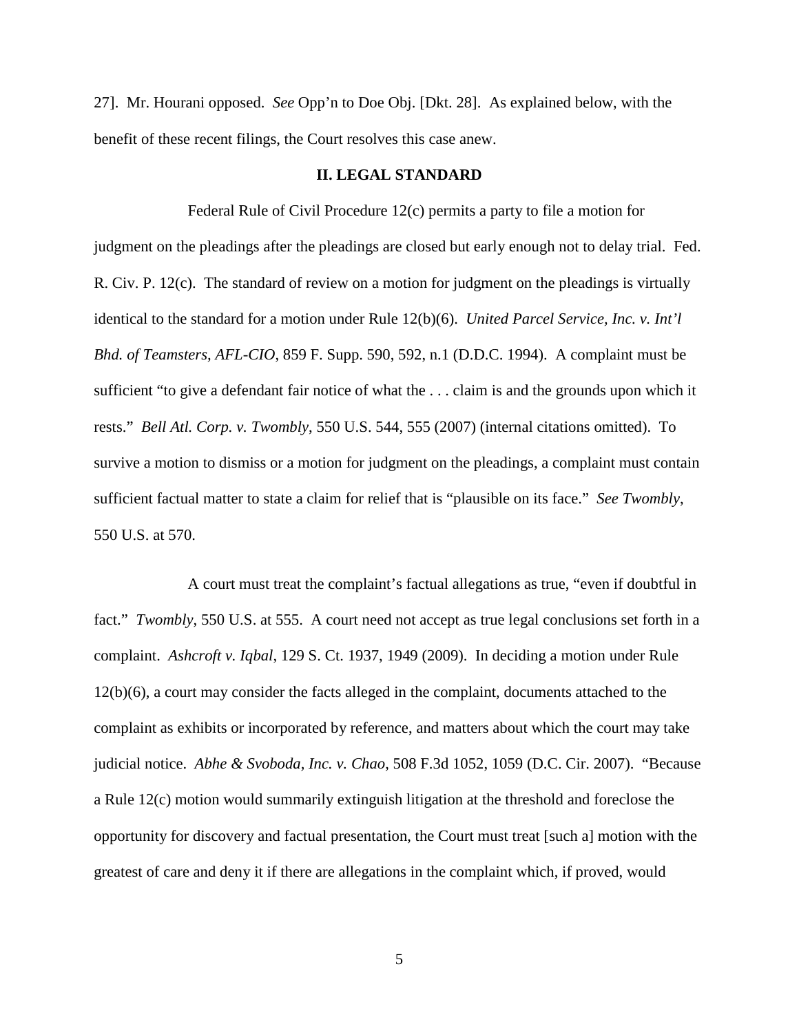27]. Mr. Hourani opposed. *See* Opp'n to Doe Obj. [Dkt. 28]. As explained below, with the benefit of these recent filings, the Court resolves this case anew.

## II. LEGAL STANDARD

Federal Rule of Civil Procedure 12(c) permits a party to file a motion for judgment on the pleadings after the pleadings are closed but early enough not to delay trial. Fed. R. Civ. P. 12(c). The standard of review on a motion for judgment on the pleadings is virtually identical to the standard for a motion under Rule 12(b)(6). *United Parcel Service, Inc. v. Int'l Bhd. of Teamsters, AFL-CIO*, 859 F. Supp. 590, 592, n.1 (D.D.C. 1994). A complaint must be sufficient "to give a defendant fair notice of what the . . . claim is and the grounds upon which it rests." *Bell Atl. Corp. v. Twombly*, 550 U.S. 544, 555 (2007) (internal citations omitted). To survive a motion to dismiss or a motion for judgment on the pleadings, a complaint must contain sufficient factual matter to state a claim for relief that is "plausible on its face." *See Twombly*, 550 U.S. at 570.

A court must treat the complaint's factual allegations as true, "even if doubtful in fact." *Twombly*, 550 U.S. at 555. A court need not accept as true legal conclusions set forth in a complaint. *Ashcroft v. Iqbal*, 129 S. Ct. 1937, 1949 (2009). In deciding a motion under Rule 12(b)(6), a court may consider the facts alleged in the complaint, documents attached to the complaint as exhibits or incorporated by reference, and matters about which the court may take judicial notice. *Abhe & Svoboda, Inc. v. Chao*, 508 F.3d 1052, 1059 (D.C. Cir. 2007). "Because a Rule 12(c) motion would summarily extinguish litigation at the threshold and foreclose the opportunity for discovery and factual presentation, the Court must treat [such a] motion with the greatest of care and deny it if there are allegations in the complaint which, if proved, would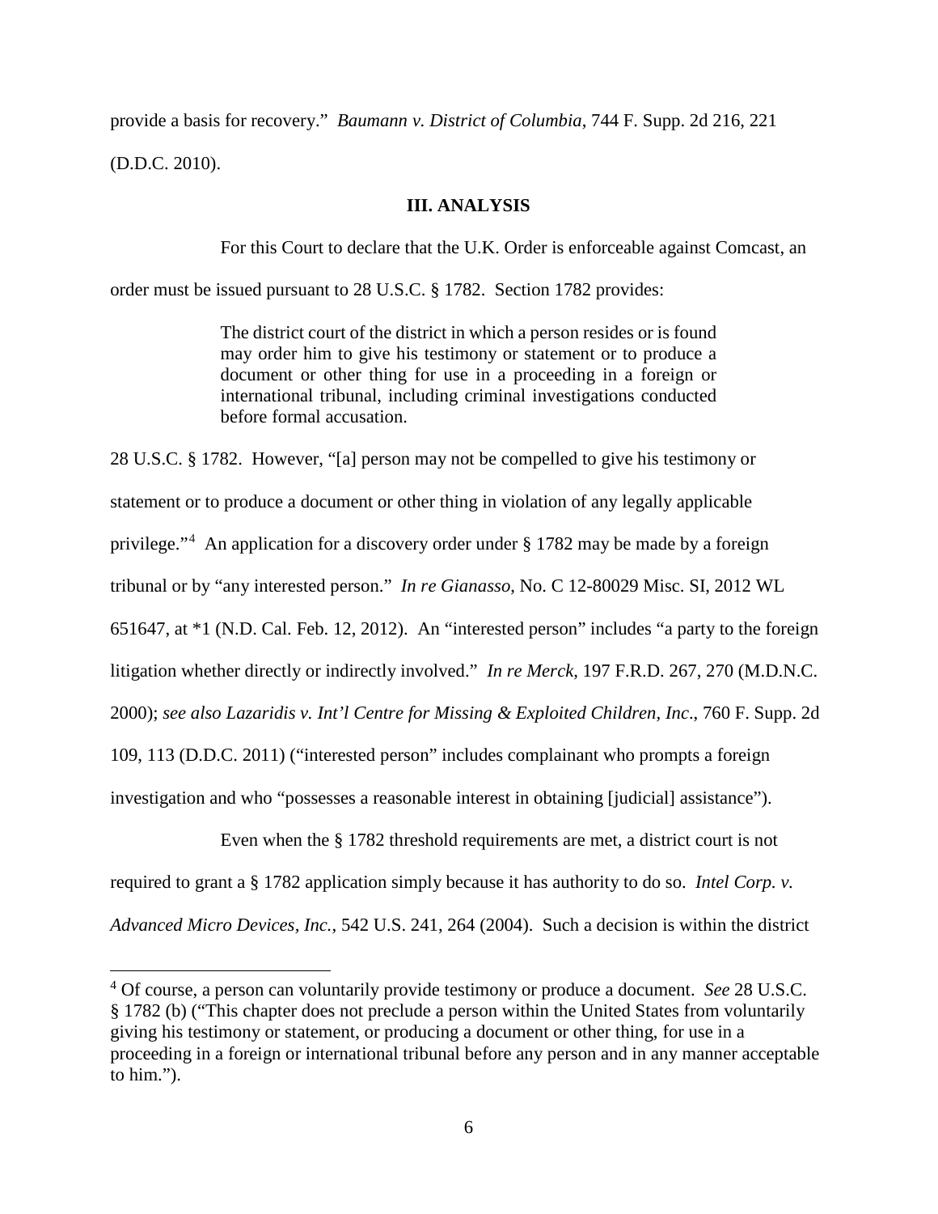provide a basis for recovery." *Baumann v. District of Columbia*, 744 F. Supp. 2d 216, 221 (D.D.C. 2010).

**III. ANALYSIS**

For this Court to declare that the U.K. Order is enforceable against Comcast, an order must be issued pursuant to 28 U.S.C. § 1782. Section 1782 provides:

> The district court of the district in which a person resides or is found may order him to give his testimony or statement or to produce a document or other thing for use in a proceeding in a foreign or international tribunal, including criminal investigations conducted before formal accusation.

28 U.S.C. § 1782. However, "[a] person may not be compelled to give his testimony or statement or to produce a document or other thing in violation of any legally applicable privilege."[4] An application for a discovery order under § 1782 may be made by a foreign tribunal or by "any interested person." *In re Gianasso*, No. C 12-80029 Misc. SI, 2012 WL 651647, at *1 (N.D. Cal. Feb. 12, 2012). An "interested person" includes "a party to the foreign litigation whether directly or indirectly involved." *In re Merck*, 197 F.R.D. 267, 270 (M.D.N.C. 2000); *see also Lazaridis v. Int'l Centre for Missing & Exploited Children, Inc*., 760 F. Supp. 2d 109, 113 (D.D.C. 2011) ("interested person" includes complainant who prompts a foreign investigation and who "possesses a reasonable interest in obtaining [judicial] assistance").

Even when the § 1782 threshold requirements are met, a district court is not required to grant a § 1782 application simply because it has authority to do so. *Intel Corp. v. Advanced Micro Devices, Inc.*, 542 U.S. 241, 264 (2004). Such a decision is within the district

[4] Of course, a person can voluntarily provide testimony or produce a document. *See* 28 U.S.C. § 1782 (b) ("This chapter does not preclude a person within the United States from voluntarily giving his testimony or statement, or producing a document or other thing, for use in a proceeding in a foreign or international tribunal before any person and in any manner acceptable to him.").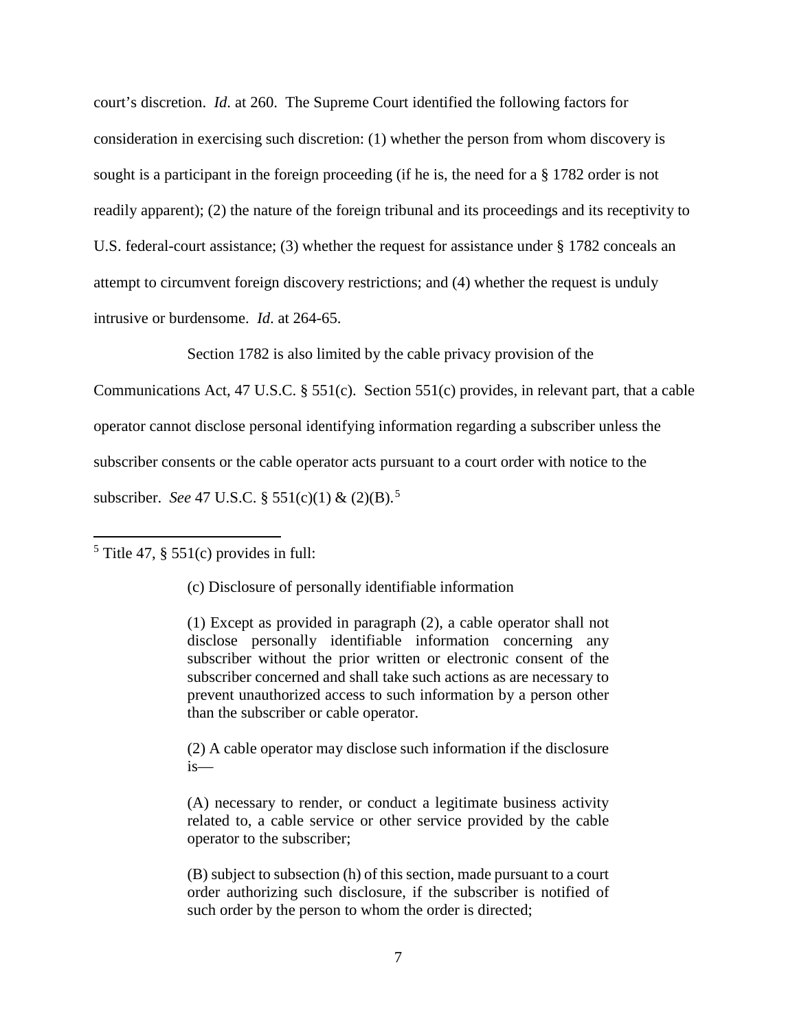court's discretion. *Id*. at 260. The Supreme Court identified the following factors for consideration in exercising such discretion: (1) whether the person from whom discovery is sought is a participant in the foreign proceeding (if he is, the need for a § 1782 order is not readily apparent); (2) the nature of the foreign tribunal and its proceedings and its receptivity to U.S. federal-court assistance; (3) whether the request for assistance under § 1782 conceals an attempt to circumvent foreign discovery restrictions; and (4) whether the request is unduly intrusive or burdensome. *Id*. at 264-65.

Section 1782 is also limited by the cable privacy provision of the Communications Act, 47 U.S.C. § 551(c). Section 551(c) provides, in relevant part, that a cable operator cannot disclose personal identifying information regarding a subscriber unless the subscriber consents or the cable operator acts pursuant to a court order with notice to the subscriber. *See* 47 U.S.C. § 551(c)(1) & (2)(B).[5]

---

[5] Title 47, § 551(c) provides in full:

> (c) Disclosure of personally identifiable information
>
> (1) Except as provided in paragraph (2), a cable operator shall not disclose personally identifiable information concerning any subscriber without the prior written or electronic consent of the subscriber concerned and shall take such actions as are necessary to prevent unauthorized access to such information by a person other than the subscriber or cable operator.
>
> (2) A cable operator may disclose such information if the disclosure is—
>
> (A) necessary to render, or conduct a legitimate business activity related to, a cable service or other service provided by the cable operator to the subscriber;
>
> (B) subject to subsection (h) of this section, made pursuant to a court order authorizing such disclosure, if the subscriber is notified of such order by the person to whom the order is directed;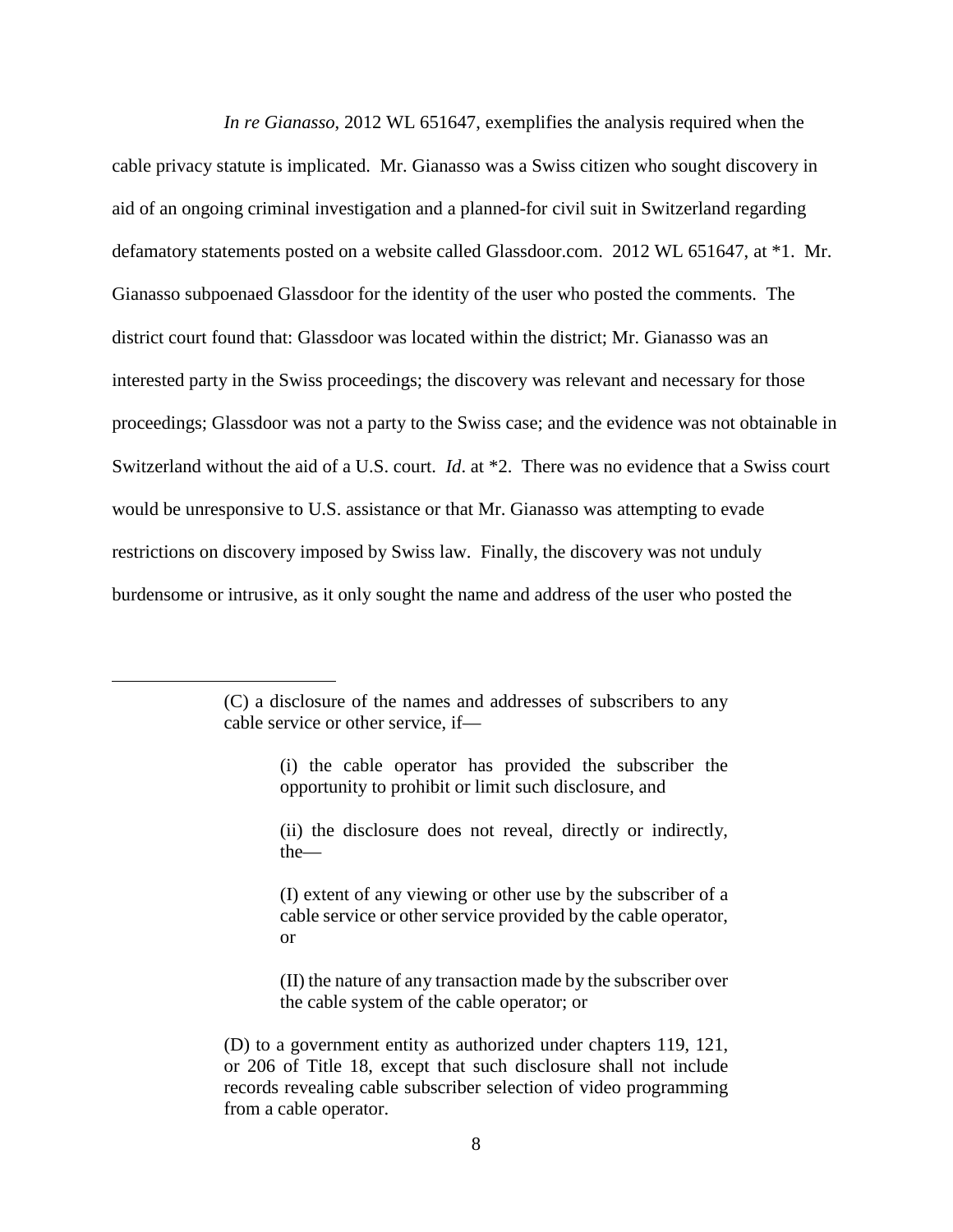*In re Gianasso*, 2012 WL 651647, exemplifies the analysis required when the cable privacy statute is implicated. Mr. Gianasso was a Swiss citizen who sought discovery in aid of an ongoing criminal investigation and a planned-for civil suit in Switzerland regarding defamatory statements posted on a website called Glassdoor.com. 2012 WL 651647, at *1. Mr. Gianasso subpoenaed Glassdoor for the identity of the user who posted the comments. The district court found that: Glassdoor was located within the district; Mr. Gianasso was an interested party in the Swiss proceedings; the discovery was relevant and necessary for those proceedings; Glassdoor was not a party to the Swiss case; and the evidence was not obtainable in Switzerland without the aid of a U.S. court. *Id*. at *2. There was no evidence that a Swiss court would be unresponsive to U.S. assistance or that Mr. Gianasso was attempting to evade restrictions on discovery imposed by Swiss law. Finally, the discovery was not unduly burdensome or intrusive, as it only sought the name and address of the user who posted the

---

> (C) a disclosure of the names and addresses of subscribers to any cable service or other service, if—
>
> > (i) the cable operator has provided the subscriber the opportunity to prohibit or limit such disclosure, and
> >
> > (ii) the disclosure does not reveal, directly or indirectly, the—
> >
> > (I) extent of any viewing or other use by the subscriber of a cable service or other service provided by the cable operator, or
> >
> > (II) the nature of any transaction made by the subscriber over the cable system of the cable operator; or
>
> (D) to a government entity as authorized under chapters 119, 121, or 206 of Title 18, except that such disclosure shall not include records revealing cable subscriber selection of video programming from a cable operator.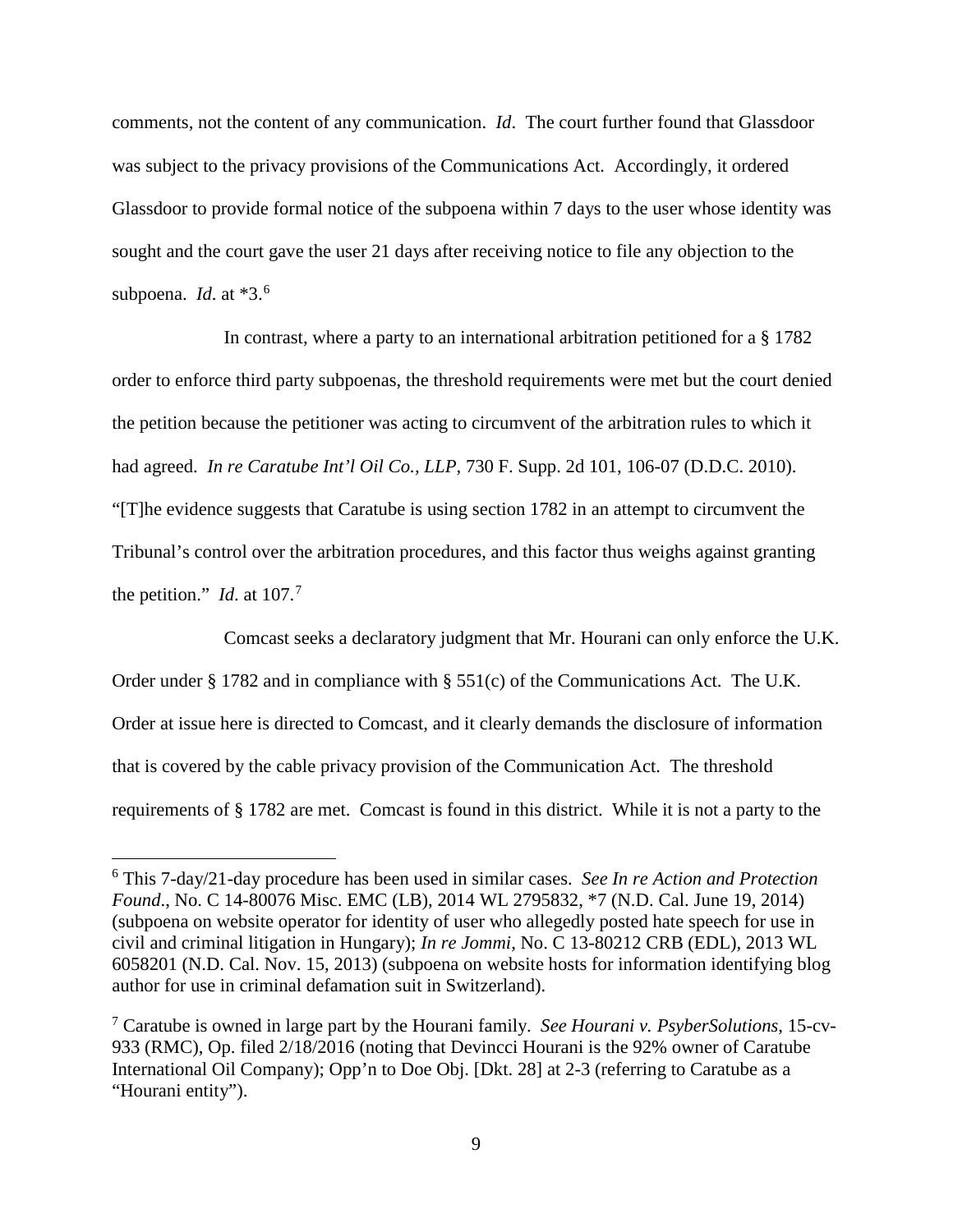comments, not the content of any communication. *Id*. The court further found that Glassdoor was subject to the privacy provisions of the Communications Act. Accordingly, it ordered Glassdoor to provide formal notice of the subpoena within 7 days to the user whose identity was sought and the court gave the user 21 days after receiving notice to file any objection to the subpoena. *Id*. at *3.[6]

In contrast, where a party to an international arbitration petitioned for a § 1782 order to enforce third party subpoenas, the threshold requirements were met but the court denied the petition because the petitioner was acting to circumvent of the arbitration rules to which it had agreed. *In re Caratube Int'l Oil Co., LLP*, 730 F. Supp. 2d 101, 106-07 (D.D.C. 2010). "[T]he evidence suggests that Caratube is using section 1782 in an attempt to circumvent the Tribunal's control over the arbitration procedures, and this factor thus weighs against granting the petition." *Id*. at 107.[7]

Comcast seeks a declaratory judgment that Mr. Hourani can only enforce the U.K. Order under § 1782 and in compliance with § 551(c) of the Communications Act. The U.K. Order at issue here is directed to Comcast, and it clearly demands the disclosure of information that is covered by the cable privacy provision of the Communication Act. The threshold requirements of § 1782 are met. Comcast is found in this district. While it is not a party to the

---

[6] This 7-day/21-day procedure has been used in similar cases. *See In re Action and Protection Found*., No. C 14-80076 Misc. EMC (LB), 2014 WL 2795832, *7 (N.D. Cal. June 19, 2014) (subpoena on website operator for identity of user who allegedly posted hate speech for use in civil and criminal litigation in Hungary); *In re Jommi*, No. C 13-80212 CRB (EDL), 2013 WL 6058201 (N.D. Cal. Nov. 15, 2013) (subpoena on website hosts for information identifying blog author for use in criminal defamation suit in Switzerland).

[7] Caratube is owned in large part by the Hourani family. *See Hourani v. PsyberSolutions*, 15-cv-933 (RMC), Op. filed 2/18/2016 (noting that Devincci Hourani is the 92% owner of Caratube International Oil Company); Opp'n to Doe Obj. [Dkt. 28] at 2-3 (referring to Caratube as a "Hourani entity").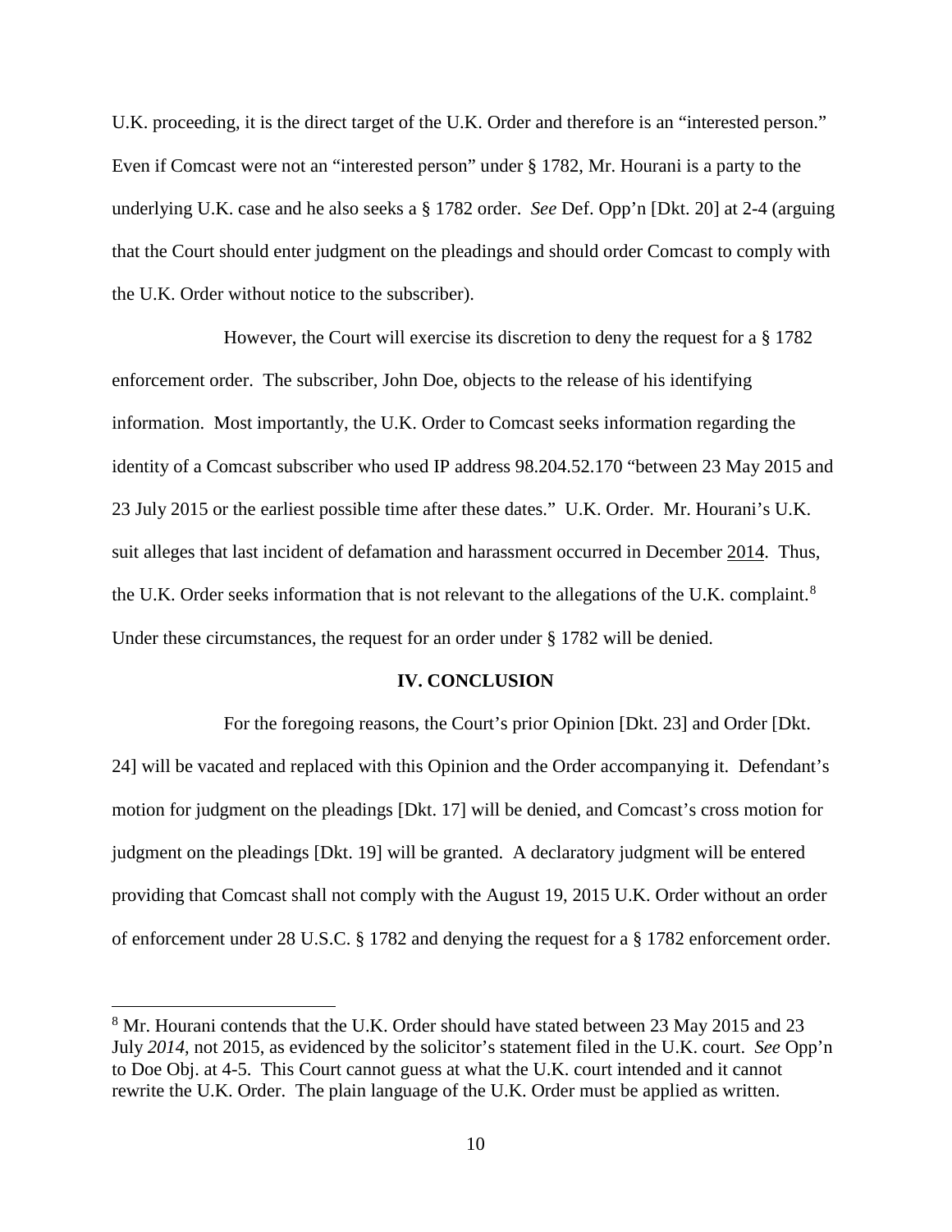U.K. proceeding, it is the direct target of the U.K. Order and therefore is an "interested person." Even if Comcast were not an "interested person" under § 1782, Mr. Hourani is a party to the underlying U.K. case and he also seeks a § 1782 order. *See* Def. Opp'n [Dkt. 20] at 2-4 (arguing that the Court should enter judgment on the pleadings and should order Comcast to comply with the U.K. Order without notice to the subscriber).

However, the Court will exercise its discretion to deny the request for a § 1782 enforcement order. The subscriber, John Doe, objects to the release of his identifying information. Most importantly, the U.K. Order to Comcast seeks information regarding the identity of a Comcast subscriber who used IP address 98.204.52.170 "between 23 May 2015 and 23 July 2015 or the earliest possible time after these dates." U.K. Order. Mr. Hourani's U.K. suit alleges that last incident of defamation and harassment occurred in December <u>2014</u>. Thus, the U.K. Order seeks information that is not relevant to the allegations of the U.K. complaint.[8] Under these circumstances, the request for an order under § 1782 will be denied.

## IV. CONCLUSION

For the foregoing reasons, the Court's prior Opinion [Dkt. 23] and Order [Dkt. 24] will be vacated and replaced with this Opinion and the Order accompanying it. Defendant's motion for judgment on the pleadings [Dkt. 17] will be denied, and Comcast's cross motion for judgment on the pleadings [Dkt. 19] will be granted. A declaratory judgment will be entered providing that Comcast shall not comply with the August 19, 2015 U.K. Order without an order of enforcement under 28 U.S.C. § 1782 and denying the request for a § 1782 enforcement order.

---

[8] Mr. Hourani contends that the U.K. Order should have stated between 23 May 2015 and 23 July *2014*, not 2015, as evidenced by the solicitor's statement filed in the U.K. court. *See* Opp'n to Doe Obj. at 4-5. This Court cannot guess at what the U.K. court intended and it cannot rewrite the U.K. Order. The plain language of the U.K. Order must be applied as written.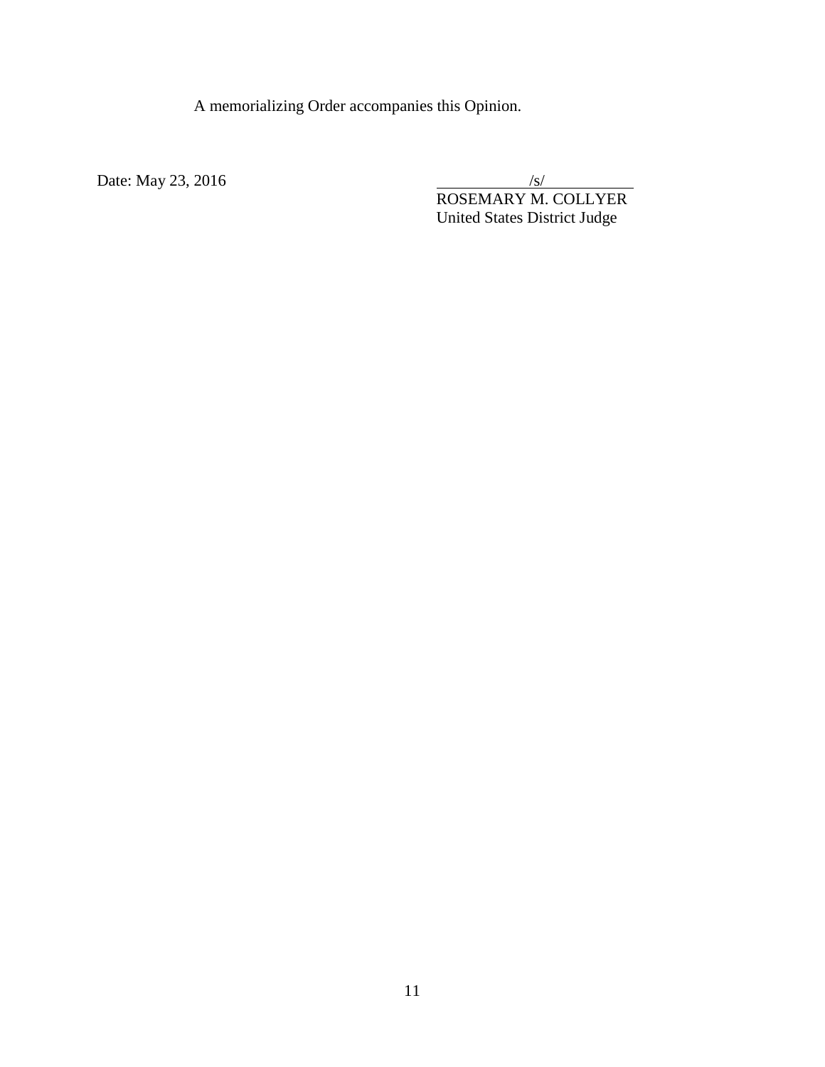A memorializing Order accompanies this Opinion.

Date: May 23, 2016

/s/

ROSEMARY M. COLLYER
United States District Judge